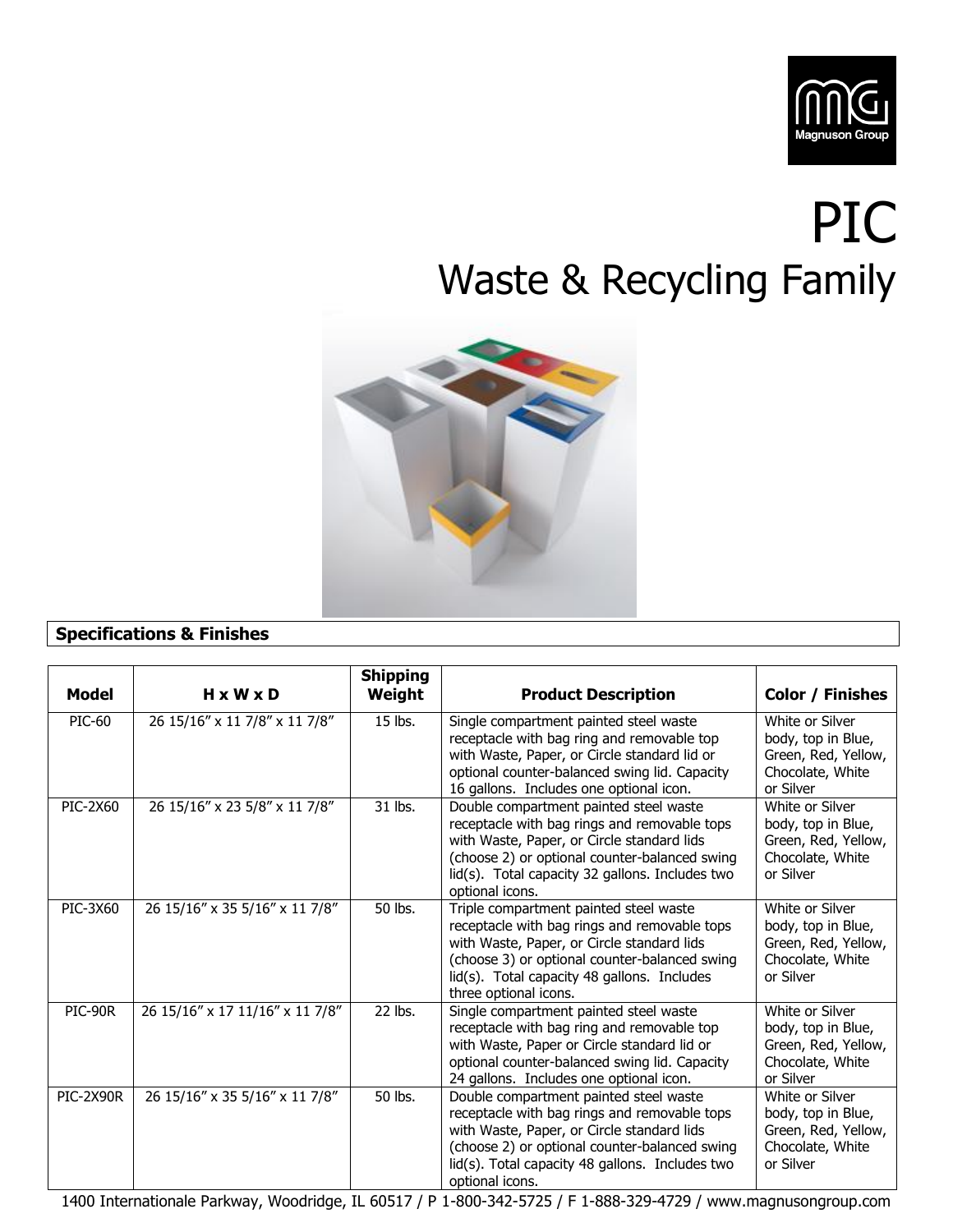Magnuson Group

# PIC

## Waste & Recycling Family

**Specifications & Finishes**

| Model | H x W x D | Shipping Weight | Product Description | Color / Finishes |
|---|---|---|---|---|
| PIC-60 | 26 15/16″ x 11 7/8″ x 11 7/8″ | 15 lbs. | Single compartment painted steel waste receptacle with bag ring and removable top with Waste, Paper, or Circle standard lid or optional counter-balanced swing lid. Capacity 16 gallons. Includes one optional icon. | White or Silver body, top in Blue, Green, Red, Yellow, Chocolate, White or Silver |
| PIC-2X60 | 26 15/16″ x 23 5/8″ x 11 7/8″ | 31 lbs. | Double compartment painted steel waste receptacle with bag rings and removable tops with Waste, Paper, or Circle standard lids (choose 2) or optional counter-balanced swing lid(s). Total capacity 32 gallons. Includes two optional icons. | White or Silver body, top in Blue, Green, Red, Yellow, Chocolate, White or Silver |
| PIC-3X60 | 26 15/16″ x 35 5/16″ x 11 7/8″ | 50 lbs. | Triple compartment painted steel waste receptacle with bag rings and removable tops with Waste, Paper, or Circle standard lids (choose 3) or optional counter-balanced swing lid(s). Total capacity 48 gallons. Includes three optional icons. | White or Silver body, top in Blue, Green, Red, Yellow, Chocolate, White or Silver |
| PIC-90R | 26 15/16″ x 17 11/16″ x 11 7/8″ | 22 lbs. | Single compartment painted steel waste receptacle with bag ring and removable top with Waste, Paper or Circle standard lid or optional counter-balanced swing lid. Capacity 24 gallons. Includes one optional icon. | White or Silver body, top in Blue, Green, Red, Yellow, Chocolate, White or Silver |
| PIC-2X90R | 26 15/16″ x 35 5/16″ x 11 7/8″ | 50 lbs. | Double compartment painted steel waste receptacle with bag rings and removable tops with Waste, Paper, or Circle standard lids (choose 2) or optional counter-balanced swing lid(s). Total capacity 48 gallons. Includes two optional icons. | White or Silver body, top in Blue, Green, Red, Yellow, Chocolate, White or Silver |

1400 Internationale Parkway, Woodridge, IL 60517 / P 1-800-342-5725 / F 1-888-329-4729 / www.magnusongroup.com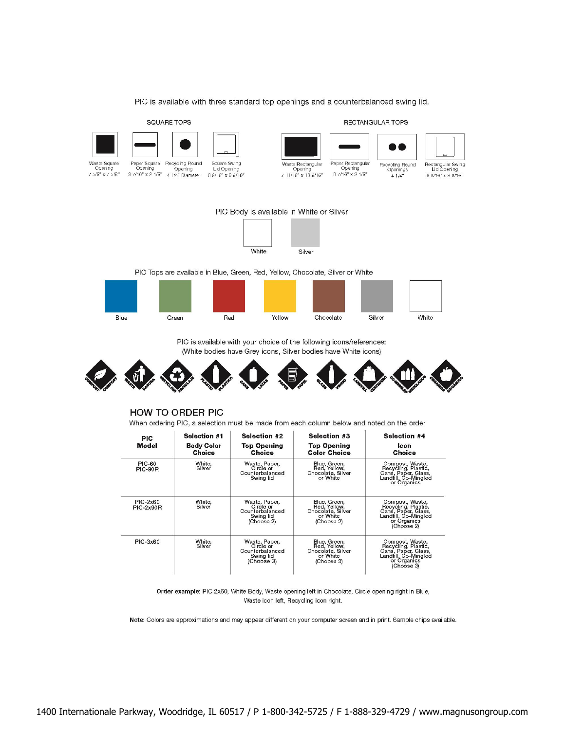PIC is available with three standard top openings and a counterbalanced swing lid.

SQUARE TOPS

Waste Square Opening
7 5/8" x 7 5/8"

Paper Square Opening
8 7/16" x 2 1/8"

Recycling Round Opening
4 1/4" Diameter

Square Swing Lid Opening
8 9/16" x 8 9/16"

RECTANGULAR TOPS

Waste Rectangular Opening
7 11/16" x 13 9/16"

Paper Rectangular Opening
8 7/16" x 2 1/8"

Recycling Round Openings
4 1/4"

Rectangular Swing Lid Opening
8 9/16" x 8 9/16"

PIC Body is available in White or Silver

White

Silver

PIC Tops are available in Blue, Green, Red, Yellow, Chocolate, Silver or White

Blue

Green

Red

Yellow

Chocolate

Silver

White

PIC is available with your choice of the following icons/references:
(White bodies have Grey icons, Silver bodies have White icons)

COMPOST COMPOST

WASTE BASURA

RECYCLING RECICLAJE

PLASTIC PLÁSTICO

CANS LATAS

PAPER PAPEL

GLASS VIDRIO

LANDFILL VERTEDERO

CO-MINGLED MEZCLADOS

ORGANICS ORGÁNICO

## HOW TO ORDER PIC

When ordering PIC, a selection must be made from each column below and noted on the order

| PIC Model | Selection #1 Body Color Choice | Selection #2 Top Opening Choice | Selection #3 Top Opening Color Choice | Selection #4 Icon Choice |
|---|---|---|---|---|
| PIC-60<br>PIC-90R | White, Silver | Waste, Paper, Circle or Counterbalanced Swing lid | Blue, Green, Red, Yellow, Chocolate, Silver or White | Compost, Waste, Recycling, Plastic, Cans, Paper, Glass, Landfill, Co-Mingled or Organics |
| PIC-2x60<br>PIC-2x90R | White, Silver | Waste, Paper, Circle or Counterbalanced Swing lid (Choose 2) | Blue, Green, Red, Yellow, Chocolate, Silver or White (Choose 2) | Compost, Waste, Recycling, Plastic, Cans, Paper, Glass, Landfill, Co-Mingled or Organics (Choose 2) |
| PIC-3x60 | White, Silver | Waste, Paper, Circle or Counterbalanced Swing lid (Choose 3) | Blue, Green, Red, Yellow, Chocolate, Silver or White (Choose 3) | Compost, Waste, Recycling, Plastic, Cans, Paper, Glass, Landfill, Co-Mingled or Organics (Choose 3) |

**Order example:** PIC 2x60, White Body, Waste opening left in Chocolate, Circle opening right in Blue, Waste icon left, Recycling icon right.

**Note:** Colors are approximations and may appear different on your computer screen and in print. Sample chips available.

1400 Internationale Parkway, Woodridge, IL 60517 / P 1-800-342-5725 / F 1-888-329-4729 / www.magnusongroup.com